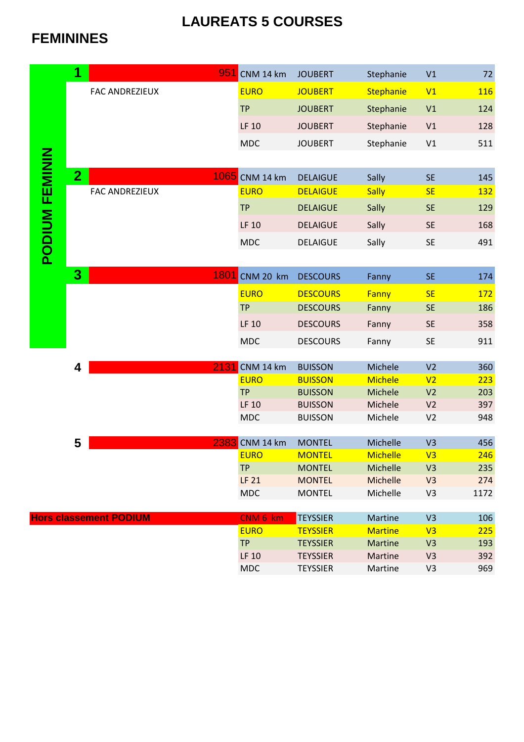# LAUREATS 5 COURSES

## FEMININES

**PODIUM FEMININ**

| Rang | Club | Total | Course | Nom | Prénom | Cat. | Place |
|---|---|---|---|---|---|---|---|
| 1 | FAC ANDREZIEUX | 951 | CNM 14 km | JOUBERT | Stephanie | V1 | 72 |
| | | | EURO | JOUBERT | Stephanie | V1 | 116 |
| | | | TP | JOUBERT | Stephanie | V1 | 124 |
| | | | LF 10 | JOUBERT | Stephanie | V1 | 128 |
| | | | MDC | JOUBERT | Stephanie | V1 | 511 |
| 2 | FAC ANDREZIEUX | 1065 | CNM 14 km | DELAIGUE | Sally | SE | 145 |
| | | | EURO | DELAIGUE | Sally | SE | 132 |
| | | | TP | DELAIGUE | Sally | SE | 129 |
| | | | LF 10 | DELAIGUE | Sally | SE | 168 |
| | | | MDC | DELAIGUE | Sally | SE | 491 |
| 3 | | 1801 | CNM 20 km | DESCOURS | Fanny | SE | 174 |
| | | | EURO | DESCOURS | Fanny | SE | 172 |
| | | | TP | DESCOURS | Fanny | SE | 186 |
| | | | LF 10 | DESCOURS | Fanny | SE | 358 |
| | | | MDC | DESCOURS | Fanny | SE | 911 |
| 4 | | 2131 | CNM 14 km | BUISSON | Michele | V2 | 360 |
| | | | EURO | BUISSON | Michele | V2 | 223 |
| | | | TP | BUISSON | Michele | V2 | 203 |
| | | | LF 10 | BUISSON | Michele | V2 | 397 |
| | | | MDC | BUISSON | Michele | V2 | 948 |
| 5 | | 2383 | CNM 14 km | MONTEL | Michelle | V3 | 456 |
| | | | EURO | MONTEL | Michelle | V3 | 246 |
| | | | TP | MONTEL | Michelle | V3 | 235 |
| | | | LF 21 | MONTEL | Michelle | V3 | 274 |
| | | | MDC | MONTEL | Michelle | V3 | 1172 |

**Hors classement PODIUM**

| Course | Nom | Prénom | Cat. | Place |
|---|---|---|---|---|
| CNM 6 km | TEYSSIER | Martine | V3 | 106 |
| EURO | TEYSSIER | Martine | V3 | 225 |
| TP | TEYSSIER | Martine | V3 | 193 |
| LF 10 | TEYSSIER | Martine | V3 | 392 |
| MDC | TEYSSIER | Martine | V3 | 969 |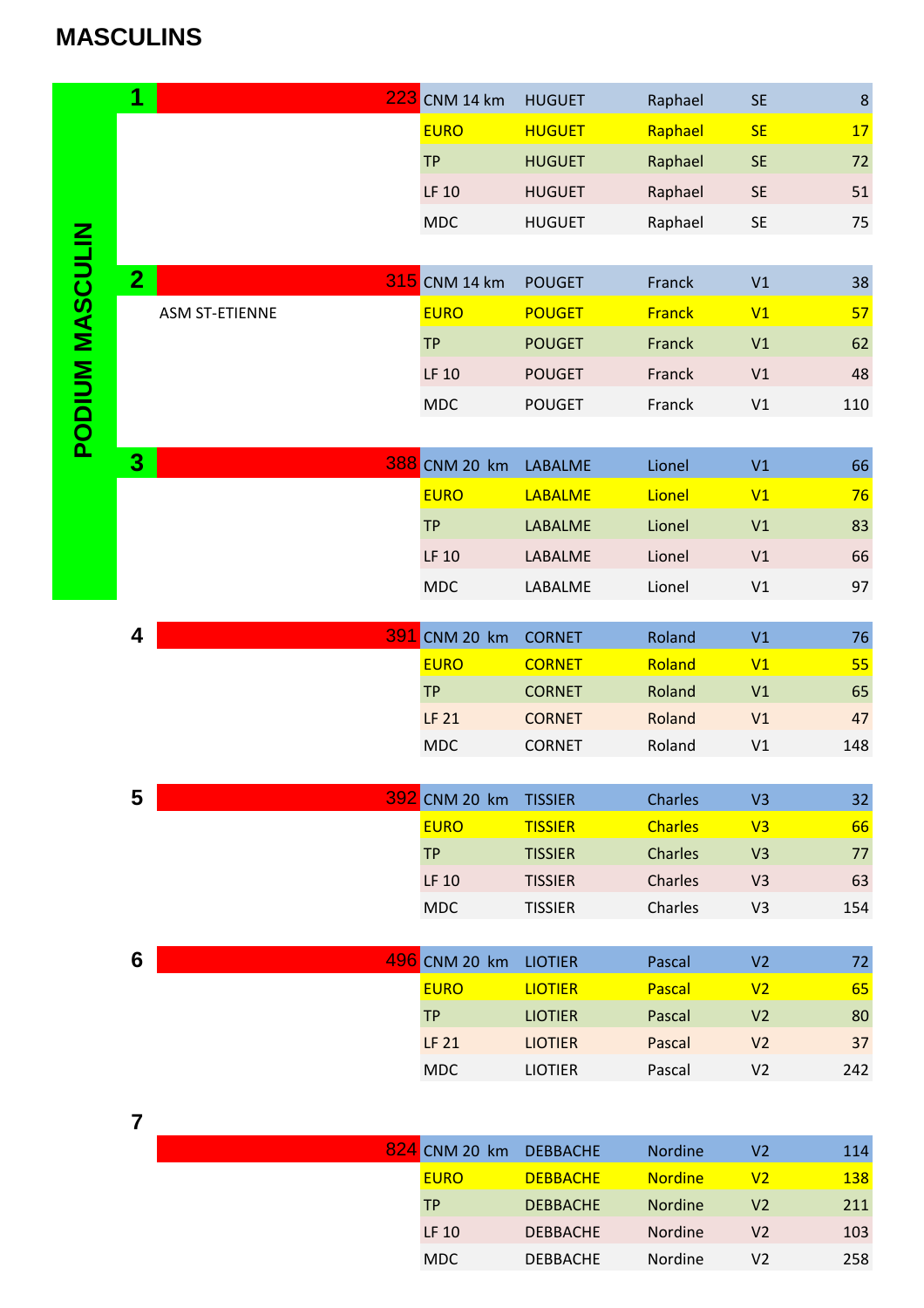# MASCULINS

**PODIUM MASCULIN**

| Rang | Club | Total | Course | Nom | Prénom | Cat. | Place |
|---|---|---|---|---|---|---|---|
| 1 | | 223 | CNM 14 km | HUGUET | Raphael | SE | 8 |
| | | | EURO | HUGUET | Raphael | SE | 17 |
| | | | TP | HUGUET | Raphael | SE | 72 |
| | | | LF 10 | HUGUET | Raphael | SE | 51 |
| | | | MDC | HUGUET | Raphael | SE | 75 |
| 2 | ASM ST-ETIENNE | 315 | CNM 14 km | POUGET | Franck | V1 | 38 |
| | | | EURO | POUGET | Franck | V1 | 57 |
| | | | TP | POUGET | Franck | V1 | 62 |
| | | | LF 10 | POUGET | Franck | V1 | 48 |
| | | | MDC | POUGET | Franck | V1 | 110 |
| 3 | | 388 | CNM 20 km | LABALME | Lionel | V1 | 66 |
| | | | EURO | LABALME | Lionel | V1 | 76 |
| | | | TP | LABALME | Lionel | V1 | 83 |
| | | | LF 10 | LABALME | Lionel | V1 | 66 |
| | | | MDC | LABALME | Lionel | V1 | 97 |
| 4 | | 391 | CNM 20 km | CORNET | Roland | V1 | 76 |
| | | | EURO | CORNET | Roland | V1 | 55 |
| | | | TP | CORNET | Roland | V1 | 65 |
| | | | LF 21 | CORNET | Roland | V1 | 47 |
| | | | MDC | CORNET | Roland | V1 | 148 |
| 5 | | 392 | CNM 20 km | TISSIER | Charles | V3 | 32 |
| | | | EURO | TISSIER | Charles | V3 | 66 |
| | | | TP | TISSIER | Charles | V3 | 77 |
| | | | LF 10 | TISSIER | Charles | V3 | 63 |
| | | | MDC | TISSIER | Charles | V3 | 154 |
| 6 | | 496 | CNM 20 km | LIOTIER | Pascal | V2 | 72 |
| | | | EURO | LIOTIER | Pascal | V2 | 65 |
| | | | TP | LIOTIER | Pascal | V2 | 80 |
| | | | LF 21 | LIOTIER | Pascal | V2 | 37 |
| | | | MDC | LIOTIER | Pascal | V2 | 242 |
| 7 | | 824 | CNM 20 km | DEBBACHE | Nordine | V2 | 114 |
| | | | EURO | DEBBACHE | Nordine | V2 | 138 |
| | | | TP | DEBBACHE | Nordine | V2 | 211 |
| | | | LF 10 | DEBBACHE | Nordine | V2 | 103 |
| | | | MDC | DEBBACHE | Nordine | V2 | 258 |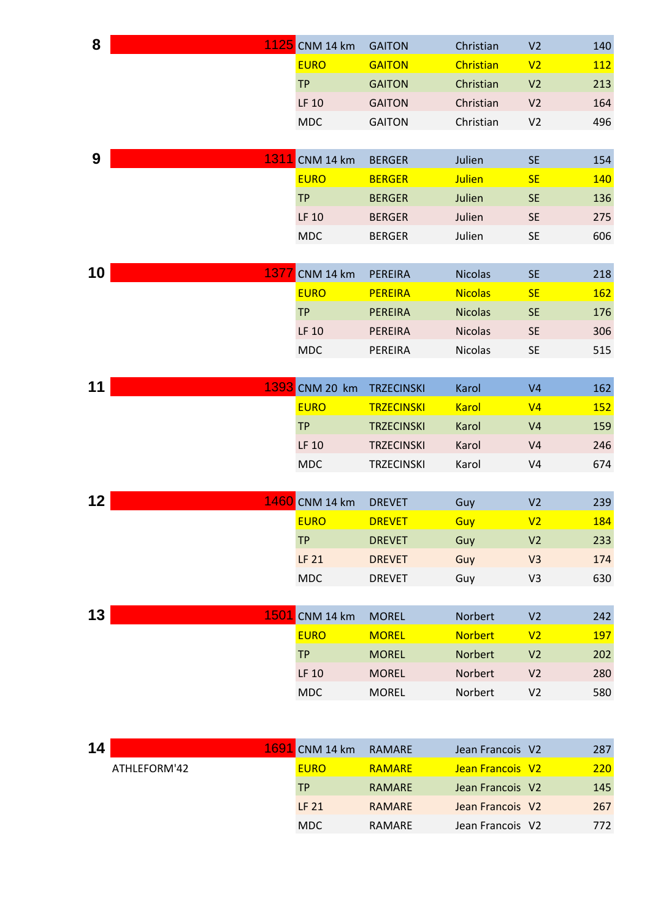| Rang | Total | Épreuve | Nom | Prénom | Cat. | Pts |
|---|---|---|---|---|---|---|
| 8 | 1125 | CNM 14 km | GAITON | Christian | V2 | 140 |
| | | EURO | GAITON | Christian | V2 | 112 |
| | | TP | GAITON | Christian | V2 | 213 |
| | | LF 10 | GAITON | Christian | V2 | 164 |
| | | MDC | GAITON | Christian | V2 | 496 |
| 9 | 1311 | CNM 14 km | BERGER | Julien | SE | 154 |
| | | EURO | BERGER | Julien | SE | 140 |
| | | TP | BERGER | Julien | SE | 136 |
| | | LF 10 | BERGER | Julien | SE | 275 |
| | | MDC | BERGER | Julien | SE | 606 |
| 10 | 1377 | CNM 14 km | PEREIRA | Nicolas | SE | 218 |
| | | EURO | PEREIRA | Nicolas | SE | 162 |
| | | TP | PEREIRA | Nicolas | SE | 176 |
| | | LF 10 | PEREIRA | Nicolas | SE | 306 |
| | | MDC | PEREIRA | Nicolas | SE | 515 |
| 11 | 1393 | CNM 20 km | TRZECINSKI | Karol | V4 | 162 |
| | | EURO | TRZECINSKI | Karol | V4 | 152 |
| | | TP | TRZECINSKI | Karol | V4 | 159 |
| | | LF 10 | TRZECINSKI | Karol | V4 | 246 |
| | | MDC | TRZECINSKI | Karol | V4 | 674 |
| 12 | 1460 | CNM 14 km | DREVET | Guy | V2 | 239 |
| | | EURO | DREVET | Guy | V2 | 184 |
| | | TP | DREVET | Guy | V2 | 233 |
| | | LF 21 | DREVET | Guy | V3 | 174 |
| | | MDC | DREVET | Guy | V3 | 630 |
| 13 | 1501 | CNM 14 km | MOREL | Norbert | V2 | 242 |
| | | EURO | MOREL | Norbert | V2 | 197 |
| | | TP | MOREL | Norbert | V2 | 202 |
| | | LF 10 | MOREL | Norbert | V2 | 280 |
| | | MDC | MOREL | Norbert | V2 | 580 |
| 14 | 1691 | CNM 14 km | RAMARE | Jean Francois | V2 | 287 |
| | ATHLEFORM'42 | EURO | RAMARE | Jean Francois | V2 | 220 |
| | | TP | RAMARE | Jean Francois | V2 | 145 |
| | | LF 21 | RAMARE | Jean Francois | V2 | 267 |
| | | MDC | RAMARE | Jean Francois | V2 | 772 |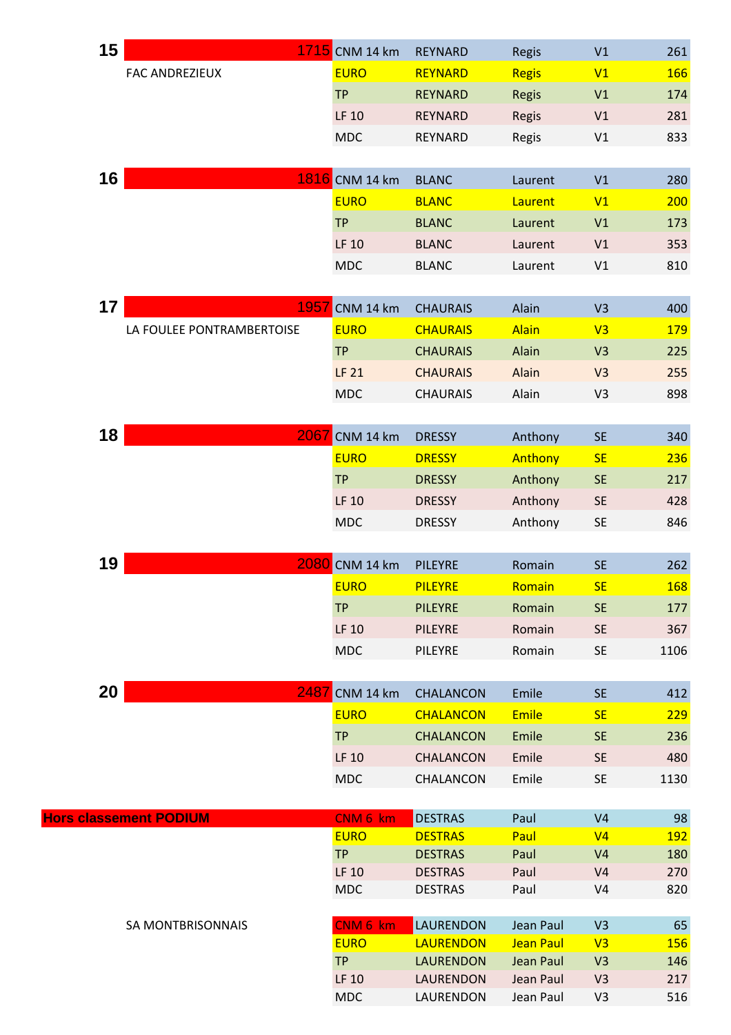| Rang | Club / Total | Épreuve | Nom | Prénom | Cat. | Points |
|---|---|---|---|---|---|---|
| **15** | 1715 | CNM 14 km | REYNARD | Regis | V1 | 261 |
| | FAC ANDREZIEUX | EURO | REYNARD | Regis | V1 | 166 |
| | | TP | REYNARD | Regis | V1 | 174 |
| | | LF 10 | REYNARD | Regis | V1 | 281 |
| | | MDC | REYNARD | Regis | V1 | 833 |
| **16** | 1816 | CNM 14 km | BLANC | Laurent | V1 | 280 |
| | | EURO | BLANC | Laurent | V1 | 200 |
| | | TP | BLANC | Laurent | V1 | 173 |
| | | LF 10 | BLANC | Laurent | V1 | 353 |
| | | MDC | BLANC | Laurent | V1 | 810 |
| **17** | 1957 | CNM 14 km | CHAURAIS | Alain | V3 | 400 |
| | LA FOULEE PONTRAMBERTOISE | EURO | CHAURAIS | Alain | V3 | 179 |
| | | TP | CHAURAIS | Alain | V3 | 225 |
| | | LF 21 | CHAURAIS | Alain | V3 | 255 |
| | | MDC | CHAURAIS | Alain | V3 | 898 |
| **18** | 2067 | CNM 14 km | DRESSY | Anthony | SE | 340 |
| | | EURO | DRESSY | Anthony | SE | 236 |
| | | TP | DRESSY | Anthony | SE | 217 |
| | | LF 10 | DRESSY | Anthony | SE | 428 |
| | | MDC | DRESSY | Anthony | SE | 846 |
| **19** | 2080 | CNM 14 km | PILEYRE | Romain | SE | 262 |
| | | EURO | PILEYRE | Romain | SE | 168 |
| | | TP | PILEYRE | Romain | SE | 177 |
| | | LF 10 | PILEYRE | Romain | SE | 367 |
| | | MDC | PILEYRE | Romain | SE | 1106 |
| **20** | 2487 | CNM 14 km | CHALANCON | Emile | SE | 412 |
| | | EURO | CHALANCON | Emile | SE | 229 |
| | | TP | CHALANCON | Emile | SE | 236 |
| | | LF 10 | CHALANCON | Emile | SE | 480 |
| | | MDC | CHALANCON | Emile | SE | 1130 |
| **Hors classement PODIUM** | | CNM 6 km | DESTRAS | Paul | V4 | 98 |
| | | EURO | DESTRAS | Paul | V4 | 192 |
| | | TP | DESTRAS | Paul | V4 | 180 |
| | | LF 10 | DESTRAS | Paul | V4 | 270 |
| | | MDC | DESTRAS | Paul | V4 | 820 |
| | SA MONTBRISONNAIS | CNM 6 km | LAURENDON | Jean Paul | V3 | 65 |
| | | EURO | LAURENDON | Jean Paul | V3 | 156 |
| | | TP | LAURENDON | Jean Paul | V3 | 146 |
| | | LF 10 | LAURENDON | Jean Paul | V3 | 217 |
| | | MDC | LAURENDON | Jean Paul | V3 | 516 |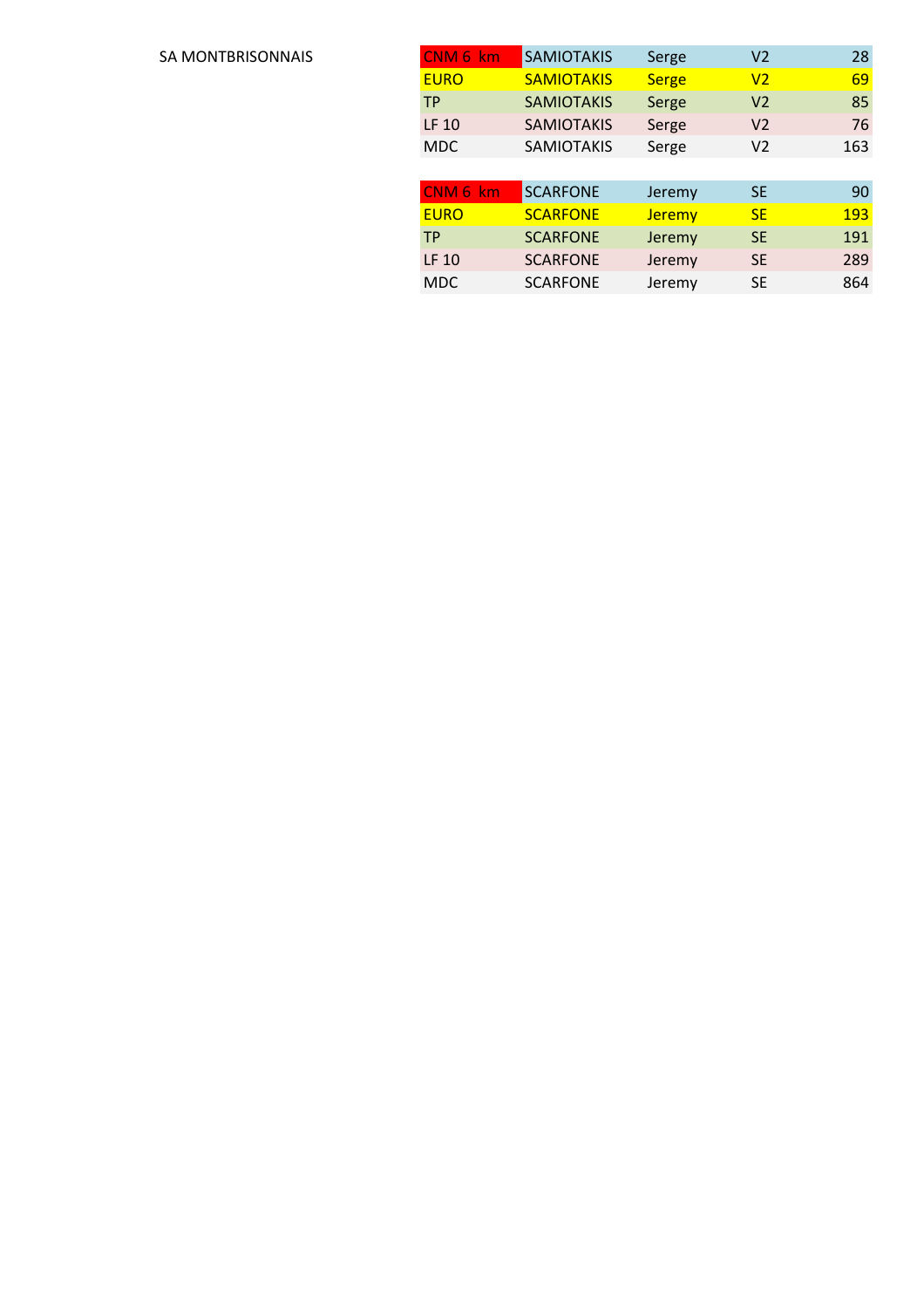SA MONTBRISONNAIS

| | | | | |
|---|---|---|---|---|
| CNM 6 km | SAMIOTAKIS | Serge | V2 | 28 |
| EURO | SAMIOTAKIS | Serge | V2 | 69 |
| TP | SAMIOTAKIS | Serge | V2 | 85 |
| LF 10 | SAMIOTAKIS | Serge | V2 | 76 |
| MDC | SAMIOTAKIS | Serge | V2 | 163 |

| | | | | |
|---|---|---|---|---|
| CNM 6 km | SCARFONE | Jeremy | SE | 90 |
| EURO | SCARFONE | Jeremy | SE | 193 |
| TP | SCARFONE | Jeremy | SE | 191 |
| LF 10 | SCARFONE | Jeremy | SE | 289 |
| MDC | SCARFONE | Jeremy | SE | 864 |